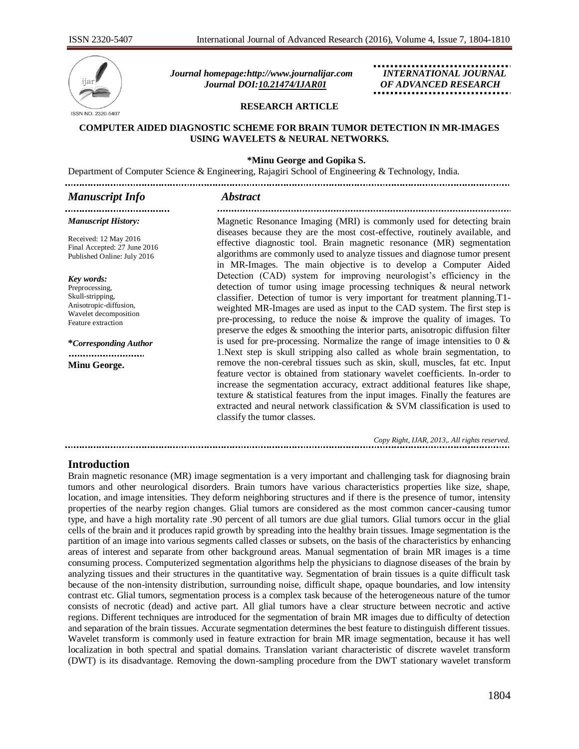*Journal homepage:http://www.journalijar.com*
*Journal DOI:10.21474/IJAR01*

*INTERNATIONAL JOURNAL OF ADVANCED RESEARCH*

**RESEARCH ARTICLE**

# COMPUTER AIDED DIAGNOSTIC SCHEME FOR BRAIN TUMOR DETECTION IN MR-IMAGES USING WAVELETS & NEURAL NETWORKS.

**\*Minu George and Gopika S.**

Department of Computer Science & Engineering, Rajagiri School of Engineering & Technology, India.

## *Manuscript Info*

*Manuscript History:*

Received: 12 May 2016
Final Accepted: 27 June 2016
Published Online: July 2016

*Key words:*
Preprocessing,
Skull-stripping,
Anisotropic-diffusion,
Wavelet decomposition
Feature extraction

***Corresponding Author**

**Minu George.**

## *Abstract*

Magnetic Resonance Imaging (MRI) is commonly used for detecting brain diseases because they are the most cost-effective, routinely available, and effective diagnostic tool. Brain magnetic resonance (MR) segmentation algorithms are commonly used to analyze tissues and diagnose tumor present in MR-Images. The main objective is to develop a Computer Aided Detection (CAD) system for improving neurologist's efficiency in the detection of tumor using image processing techniques & neural network classifier. Detection of tumor is very important for treatment planning.T1-weighted MR-Images are used as input to the CAD system. The first step is pre-processing, to reduce the noise & improve the quality of images. To preserve the edges & smoothing the interior parts, anisotropic diffusion filter is used for pre-processing. Normalize the range of image intensities to 0 & 1.Next step is skull stripping also called as whole brain segmentation, to remove the non-cerebral tissues such as skin, skull, muscles, fat etc. Input feature vector is obtained from stationary wavelet coefficients. In-order to increase the segmentation accuracy, extract additional features like shape, texture & statistical features from the input images. Finally the features are extracted and neural network classification & SVM classification is used to classify the tumor classes.

*Copy Right, IJAR, 2013,. All rights reserved.*

## Introduction

Brain magnetic resonance (MR) image segmentation is a very important and challenging task for diagnosing brain tumors and other neurological disorders. Brain tumors have various characteristics properties like size, shape, location, and image intensities. They deform neighboring structures and if there is the presence of tumor, intensity properties of the nearby region changes. Glial tumors are considered as the most common cancer-causing tumor type, and have a high mortality rate .90 percent of all tumors are due glial tumors. Glial tumors occur in the glial cells of the brain and it produces rapid growth by spreading into the healthy brain tissues. Image segmentation is the partition of an image into various segments called classes or subsets, on the basis of the characteristics by enhancing areas of interest and separate from other background areas. Manual segmentation of brain MR images is a time consuming process. Computerized segmentation algorithms help the physicians to diagnose diseases of the brain by analyzing tissues and their structures in the quantitative way. Segmentation of brain tissues is a quite difficult task because of the non-intensity distribution, surrounding noise, difficult shape, opaque boundaries, and low intensity contrast etc. Glial tumors, segmentation process is a complex task because of the heterogeneous nature of the tumor consists of necrotic (dead) and active part. All glial tumors have a clear structure between necrotic and active regions. Different techniques are introduced for the segmentation of brain MR images due to difficulty of detection and separation of the brain tissues. Accurate segmentation determines the best feature to distinguish different tissues. Wavelet transform is commonly used in feature extraction for brain MR image segmentation, because it has well localization in both spectral and spatial domains. Translation variant characteristic of discrete wavelet transform (DWT) is its disadvantage. Removing the down-sampling procedure from the DWT stationary wavelet transform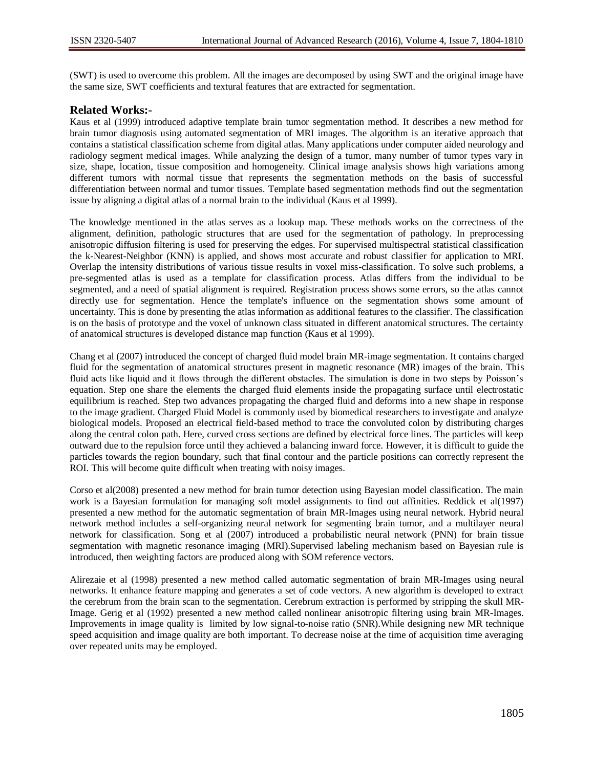(SWT) is used to overcome this problem. All the images are decomposed by using SWT and the original image have the same size, SWT coefficients and textural features that are extracted for segmentation.

## Related Works:-

Kaus et al (1999) introduced adaptive template brain tumor segmentation method. It describes a new method for brain tumor diagnosis using automated segmentation of MRI images. The algorithm is an iterative approach that contains a statistical classification scheme from digital atlas. Many applications under computer aided neurology and radiology segment medical images. While analyzing the design of a tumor, many number of tumor types vary in size, shape, location, tissue composition and homogeneity. Clinical image analysis shows high variations among different tumors with normal tissue that represents the segmentation methods on the basis of successful differentiation between normal and tumor tissues. Template based segmentation methods find out the segmentation issue by aligning a digital atlas of a normal brain to the individual (Kaus et al 1999).

The knowledge mentioned in the atlas serves as a lookup map. These methods works on the correctness of the alignment, definition, pathologic structures that are used for the segmentation of pathology. In preprocessing anisotropic diffusion filtering is used for preserving the edges. For supervised multispectral statistical classification the k-Nearest-Neighbor (KNN) is applied, and shows most accurate and robust classifier for application to MRI. Overlap the intensity distributions of various tissue results in voxel miss-classification. To solve such problems, a pre-segmented atlas is used as a template for classification process. Atlas differs from the individual to be segmented, and a need of spatial alignment is required. Registration process shows some errors, so the atlas cannot directly use for segmentation. Hence the template's influence on the segmentation shows some amount of uncertainty. This is done by presenting the atlas information as additional features to the classifier. The classification is on the basis of prototype and the voxel of unknown class situated in different anatomical structures. The certainty of anatomical structures is developed distance map function (Kaus et al 1999).

Chang et al (2007) introduced the concept of charged fluid model brain MR-image segmentation. It contains charged fluid for the segmentation of anatomical structures present in magnetic resonance (MR) images of the brain. This fluid acts like liquid and it flows through the different obstacles. The simulation is done in two steps by Poisson's equation. Step one share the elements the charged fluid elements inside the propagating surface until electrostatic equilibrium is reached. Step two advances propagating the charged fluid and deforms into a new shape in response to the image gradient. Charged Fluid Model is commonly used by biomedical researchers to investigate and analyze biological models. Proposed an electrical field-based method to trace the convoluted colon by distributing charges along the central colon path. Here, curved cross sections are defined by electrical force lines. The particles will keep outward due to the repulsion force until they achieved a balancing inward force. However, it is difficult to guide the particles towards the region boundary, such that final contour and the particle positions can correctly represent the ROI. This will become quite difficult when treating with noisy images.

Corso et al(2008) presented a new method for brain tumor detection using Bayesian model classification. The main work is a Bayesian formulation for managing soft model assignments to find out affinities. Reddick et al(1997) presented a new method for the automatic segmentation of brain MR-Images using neural network. Hybrid neural network method includes a self-organizing neural network for segmenting brain tumor, and a multilayer neural network for classification. Song et al (2007) introduced a probabilistic neural network (PNN) for brain tissue segmentation with magnetic resonance imaging (MRI).Supervised labeling mechanism based on Bayesian rule is introduced, then weighting factors are produced along with SOM reference vectors.

Alirezaie et al (1998) presented a new method called automatic segmentation of brain MR-Images using neural networks. It enhance feature mapping and generates a set of code vectors. A new algorithm is developed to extract the cerebrum from the brain scan to the segmentation. Cerebrum extraction is performed by stripping the skull MR-Image. Gerig et al (1992) presented a new method called nonlinear anisotropic filtering using brain MR-Images. Improvements in image quality is limited by low signal-to-noise ratio (SNR).While designing new MR technique speed acquisition and image quality are both important. To decrease noise at the time of acquisition time averaging over repeated units may be employed.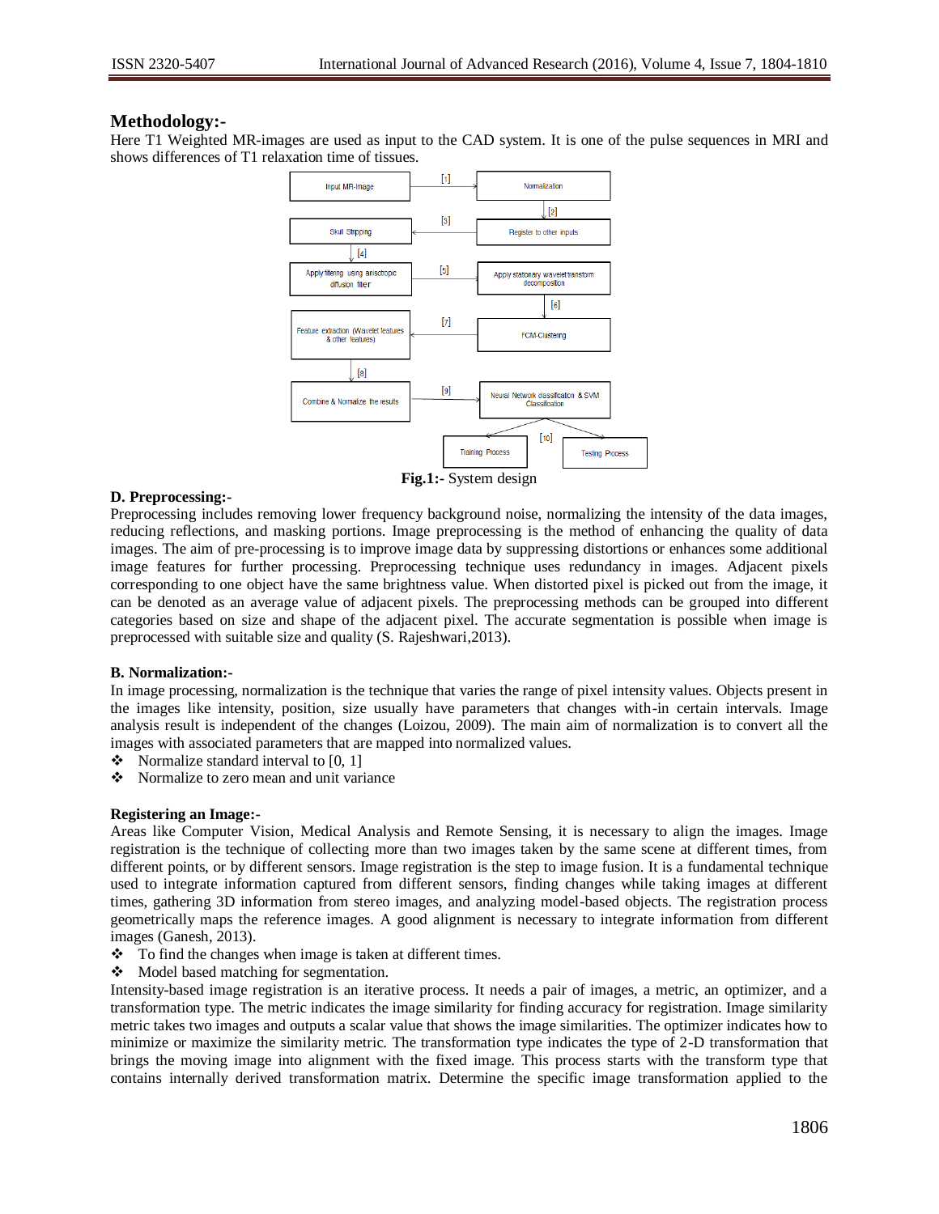## Methodology:-

Here T1 Weighted MR-images are used as input to the CAD system. It is one of the pulse sequences in MRI and shows differences of T1 relaxation time of tissues.

**Fig.1:-** System design

### D. Preprocessing:-

Preprocessing includes removing lower frequency background noise, normalizing the intensity of the data images, reducing reflections, and masking portions. Image preprocessing is the method of enhancing the quality of data images. The aim of pre-processing is to improve image data by suppressing distortions or enhances some additional image features for further processing. Preprocessing technique uses redundancy in images. Adjacent pixels corresponding to one object have the same brightness value. When distorted pixel is picked out from the image, it can be denoted as an average value of adjacent pixels. The preprocessing methods can be grouped into different categories based on size and shape of the adjacent pixel. The accurate segmentation is possible when image is preprocessed with suitable size and quality (S. Rajeshwari,2013).

### B. Normalization:-

In image processing, normalization is the technique that varies the range of pixel intensity values. Objects present in the images like intensity, position, size usually have parameters that changes with-in certain intervals. Image analysis result is independent of the changes (Loizou, 2009). The main aim of normalization is to convert all the images with associated parameters that are mapped into normalized values.

- Normalize standard interval to [0, 1]
- Normalize to zero mean and unit variance

### Registering an Image:-

Areas like Computer Vision, Medical Analysis and Remote Sensing, it is necessary to align the images. Image registration is the technique of collecting more than two images taken by the same scene at different times, from different points, or by different sensors. Image registration is the step to image fusion. It is a fundamental technique used to integrate information captured from different sensors, finding changes while taking images at different times, gathering 3D information from stereo images, and analyzing model-based objects. The registration process geometrically maps the reference images. A good alignment is necessary to integrate information from different images (Ganesh, 2013).

- To find the changes when image is taken at different times.
- Model based matching for segmentation.

Intensity-based image registration is an iterative process. It needs a pair of images, a metric, an optimizer, and a transformation type. The metric indicates the image similarity for finding accuracy for registration. Image similarity metric takes two images and outputs a scalar value that shows the image similarities. The optimizer indicates how to minimize or maximize the similarity metric. The transformation type indicates the type of 2-D transformation that brings the moving image into alignment with the fixed image. This process starts with the transform type that contains internally derived transformation matrix. Determine the specific image transformation applied to the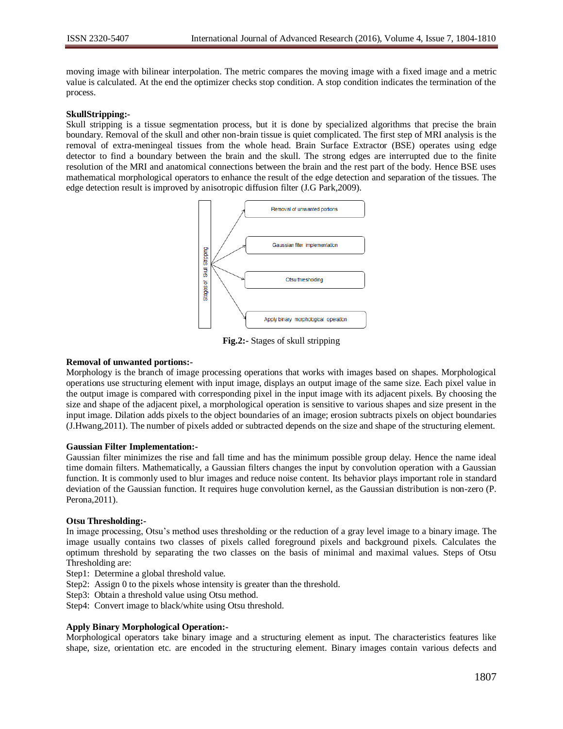moving image with bilinear interpolation. The metric compares the moving image with a fixed image and a metric value is calculated. At the end the optimizer checks stop condition. A stop condition indicates the termination of the process.

**SkullStripping:-**

Skull stripping is a tissue segmentation process, but it is done by specialized algorithms that precise the brain boundary. Removal of the skull and other non-brain tissue is quiet complicated. The first step of MRI analysis is the removal of extra-meningeal tissues from the whole head. Brain Surface Extractor (BSE) operates using edge detector to find a boundary between the brain and the skull. The strong edges are interrupted due to the finite resolution of the MRI and anatomical connections between the brain and the rest part of the body. Hence BSE uses mathematical morphological operators to enhance the result of the edge detection and separation of the tissues. The edge detection result is improved by anisotropic diffusion filter (J.G Park,2009).

Stages of Skull Stripping

- Removal of unwanted portions
- Gaussian filter implementation
- Otsu thresholding
- Apply binary morphological operation

**Fig.2:-** Stages of skull stripping

**Removal of unwanted portions:-**

Morphology is the branch of image processing operations that works with images based on shapes. Morphological operations use structuring element with input image, displays an output image of the same size. Each pixel value in the output image is compared with corresponding pixel in the input image with its adjacent pixels. By choosing the size and shape of the adjacent pixel, a morphological operation is sensitive to various shapes and size present in the input image. Dilation adds pixels to the object boundaries of an image; erosion subtracts pixels on object boundaries (J.Hwang,2011). The number of pixels added or subtracted depends on the size and shape of the structuring element.

**Gaussian Filter Implementation:-**

Gaussian filter minimizes the rise and fall time and has the minimum possible group delay. Hence the name ideal time domain filters. Mathematically, a Gaussian filters changes the input by convolution operation with a Gaussian function. It is commonly used to blur images and reduce noise content. Its behavior plays important role in standard deviation of the Gaussian function. It requires huge convolution kernel, as the Gaussian distribution is non-zero (P. Perona,2011).

**Otsu Thresholding:-**

In image processing, Otsu's method uses thresholding or the reduction of a gray level image to a binary image. The image usually contains two classes of pixels called foreground pixels and background pixels. Calculates the optimum threshold by separating the two classes on the basis of minimal and maximal values. Steps of Otsu Thresholding are:

Step1: Determine a global threshold value.
Step2: Assign 0 to the pixels whose intensity is greater than the threshold.
Step3: Obtain a threshold value using Otsu method.
Step4: Convert image to black/white using Otsu threshold.

**Apply Binary Morphological Operation:-**

Morphological operators take binary image and a structuring element as input. The characteristics features like shape, size, orientation etc. are encoded in the structuring element. Binary images contain various defects and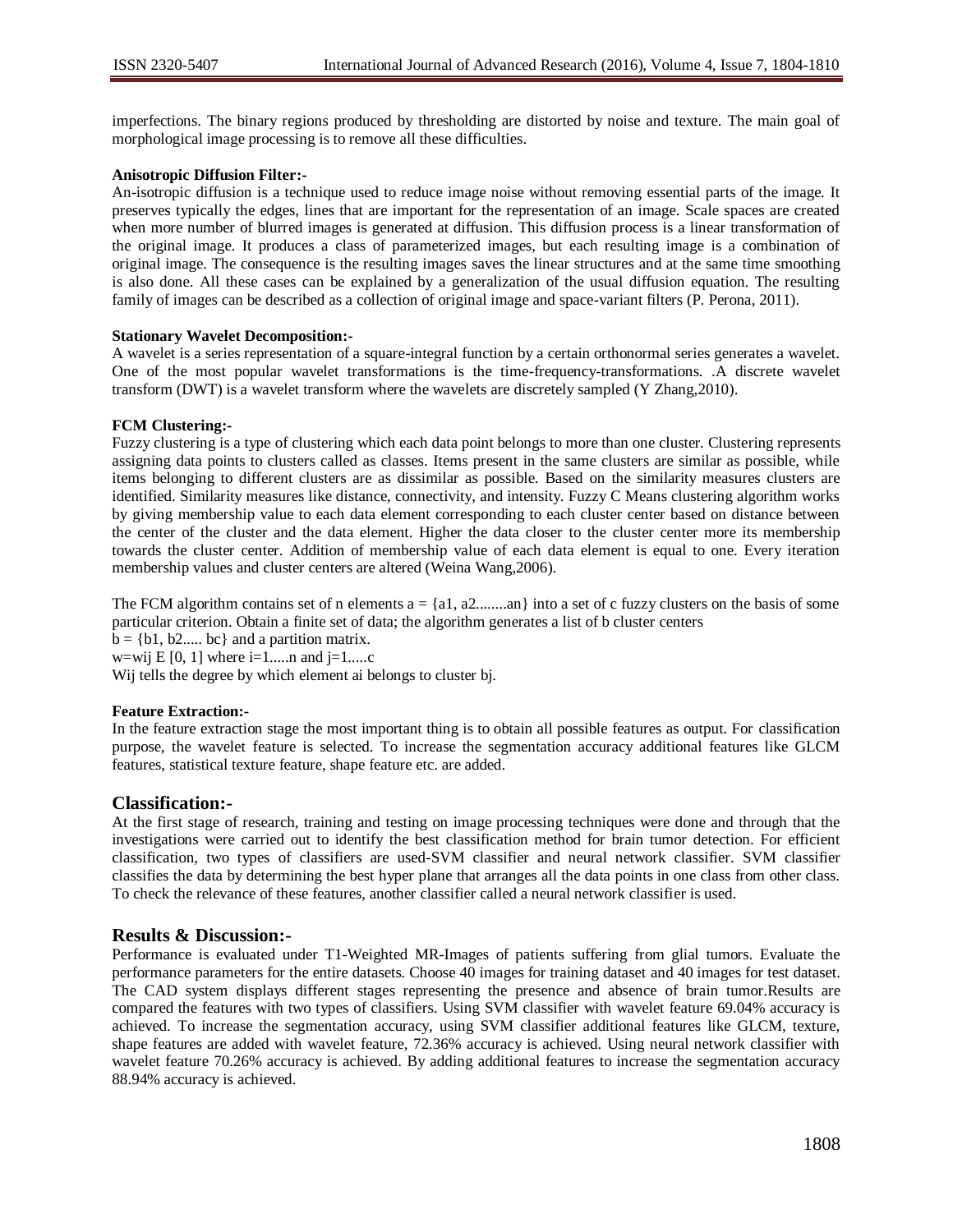imperfections. The binary regions produced by thresholding are distorted by noise and texture. The main goal of morphological image processing is to remove all these difficulties.

**Anisotropic Diffusion Filter:-**

An-isotropic diffusion is a technique used to reduce image noise without removing essential parts of the image. It preserves typically the edges, lines that are important for the representation of an image. Scale spaces are created when more number of blurred images is generated at diffusion. This diffusion process is a linear transformation of the original image. It produces a class of parameterized images, but each resulting image is a combination of original image. The consequence is the resulting images saves the linear structures and at the same time smoothing is also done. All these cases can be explained by a generalization of the usual diffusion equation. The resulting family of images can be described as a collection of original image and space-variant filters (P. Perona, 2011).

**Stationary Wavelet Decomposition:-**

A wavelet is a series representation of a square-integral function by a certain orthonormal series generates a wavelet. One of the most popular wavelet transformations is the time-frequency-transformations. .A discrete wavelet transform (DWT) is a wavelet transform where the wavelets are discretely sampled (Y Zhang,2010).

**FCM Clustering:-**

Fuzzy clustering is a type of clustering which each data point belongs to more than one cluster. Clustering represents assigning data points to clusters called as classes. Items present in the same clusters are similar as possible, while items belonging to different clusters are as dissimilar as possible. Based on the similarity measures clusters are identified. Similarity measures like distance, connectivity, and intensity. Fuzzy C Means clustering algorithm works by giving membership value to each data element corresponding to each cluster center based on distance between the center of the cluster and the data element. Higher the data closer to the cluster center more its membership towards the cluster center. Addition of membership value of each data element is equal to one. Every iteration membership values and cluster centers are altered (Weina Wang,2006).

The FCM algorithm contains set of n elements $a = \{a1, a2........an\}$ into a set of c fuzzy clusters on the basis of some particular criterion. Obtain a finite set of data; the algorithm generates a list of b cluster centers
$b = \{b1, b2..... bc\}$ and a partition matrix.
$w=wij$ E [0, 1] where $i=1.....n$ and $j=1.....c$
Wij tells the degree by which element ai belongs to cluster bj.

**Feature Extraction:-**

In the feature extraction stage the most important thing is to obtain all possible features as output. For classification purpose, the wavelet feature is selected. To increase the segmentation accuracy additional features like GLCM features, statistical texture feature, shape feature etc. are added.

## Classification:-

At the first stage of research, training and testing on image processing techniques were done and through that the investigations were carried out to identify the best classification method for brain tumor detection. For efficient classification, two types of classifiers are used-SVM classifier and neural network classifier. SVM classifier classifies the data by determining the best hyper plane that arranges all the data points in one class from other class. To check the relevance of these features, another classifier called a neural network classifier is used.

## Results & Discussion:-

Performance is evaluated under T1-Weighted MR-Images of patients suffering from glial tumors. Evaluate the performance parameters for the entire datasets. Choose 40 images for training dataset and 40 images for test dataset. The CAD system displays different stages representing the presence and absence of brain tumor.Results are compared the features with two types of classifiers. Using SVM classifier with wavelet feature 69.04% accuracy is achieved. To increase the segmentation accuracy, using SVM classifier additional features like GLCM, texture, shape features are added with wavelet feature, 72.36% accuracy is achieved. Using neural network classifier with wavelet feature 70.26% accuracy is achieved. By adding additional features to increase the segmentation accuracy 88.94% accuracy is achieved.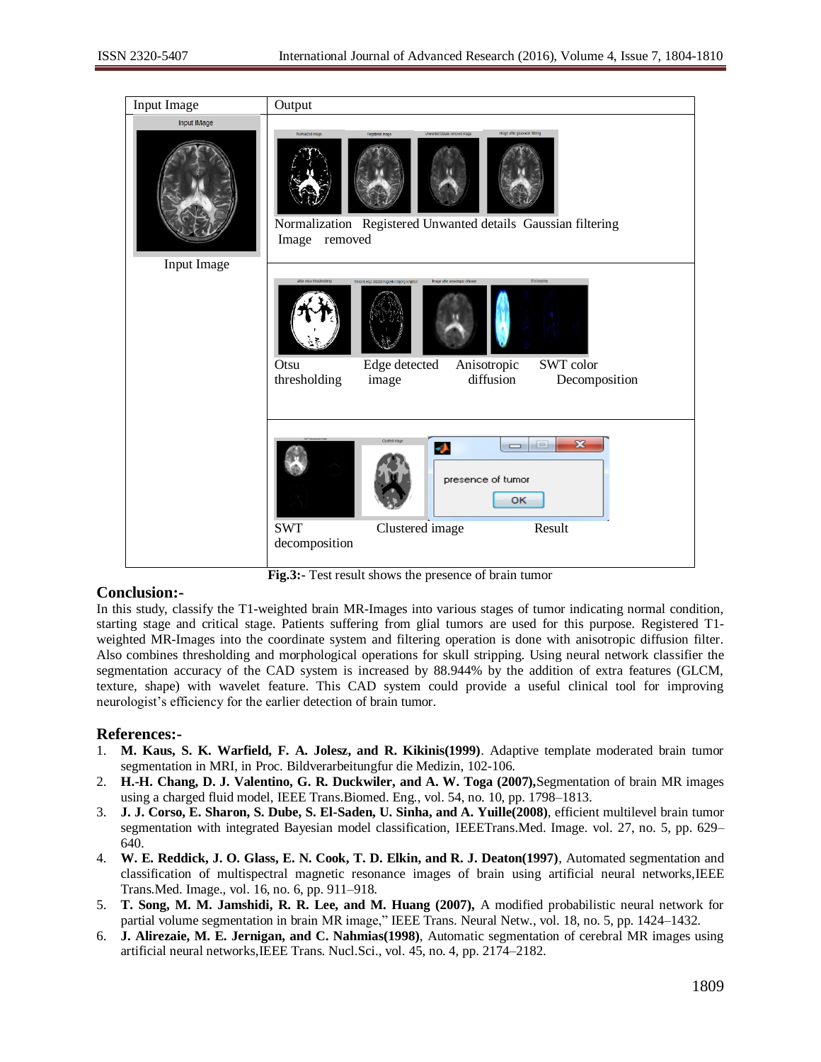| Input Image | Output |
|---|---|
| Input Image | Normalization Image, Registered Image, Unwanted details removed, Gaussian filtering |
| | Otsu thresholding, Edge detected image, Anisotropic diffusion, SWT color Decomposition |
| | SWT decomposition, Clustered image, Result |

**Fig.3:-** Test result shows the presence of brain tumor

## Conclusion:-

In this study, classify the T1-weighted brain MR-Images into various stages of tumor indicating normal condition, starting stage and critical stage. Patients suffering from glial tumors are used for this purpose. Registered T1-weighted MR-Images into the coordinate system and filtering operation is done with anisotropic diffusion filter. Also combines thresholding and morphological operations for skull stripping. Using neural network classifier the segmentation accuracy of the CAD system is increased by 88.944% by the addition of extra features (GLCM, texture, shape) with wavelet feature. This CAD system could provide a useful clinical tool for improving neurologist's efficiency for the earlier detection of brain tumor.

## References:-

1. **M. Kaus, S. K. Warfield, F. A. Jolesz, and R. Kikinis(1999)**. Adaptive template moderated brain tumor segmentation in MRI, in Proc. Bildverarbeitungfur die Medizin, 102-106.
2. **H.-H. Chang, D. J. Valentino, G. R. Duckwiler, and A. W. Toga (2007),**Segmentation of brain MR images using a charged fluid model, IEEE Trans.Biomed. Eng., vol. 54, no. 10, pp. 1798–1813.
3. **J. J. Corso, E. Sharon, S. Dube, S. El-Saden, U. Sinha, and A. Yuille(2008)**, efficient multilevel brain tumor segmentation with integrated Bayesian model classification, IEEETrans.Med. Image. vol. 27, no. 5, pp. 629–640.
4. **W. E. Reddick, J. O. Glass, E. N. Cook, T. D. Elkin, and R. J. Deaton(1997)**, Automated segmentation and classification of multispectral magnetic resonance images of brain using artificial neural networks,IEEE Trans.Med. Image., vol. 16, no. 6, pp. 911–918.
5. **T. Song, M. M. Jamshidi, R. R. Lee, and M. Huang (2007),** A modified probabilistic neural network for partial volume segmentation in brain MR image," IEEE Trans. Neural Netw., vol. 18, no. 5, pp. 1424–1432.
6. **J. Alirezaie, M. E. Jernigan, and C. Nahmias(1998)**, Automatic segmentation of cerebral MR images using artificial neural networks,IEEE Trans. Nucl.Sci., vol. 45, no. 4, pp. 2174–2182.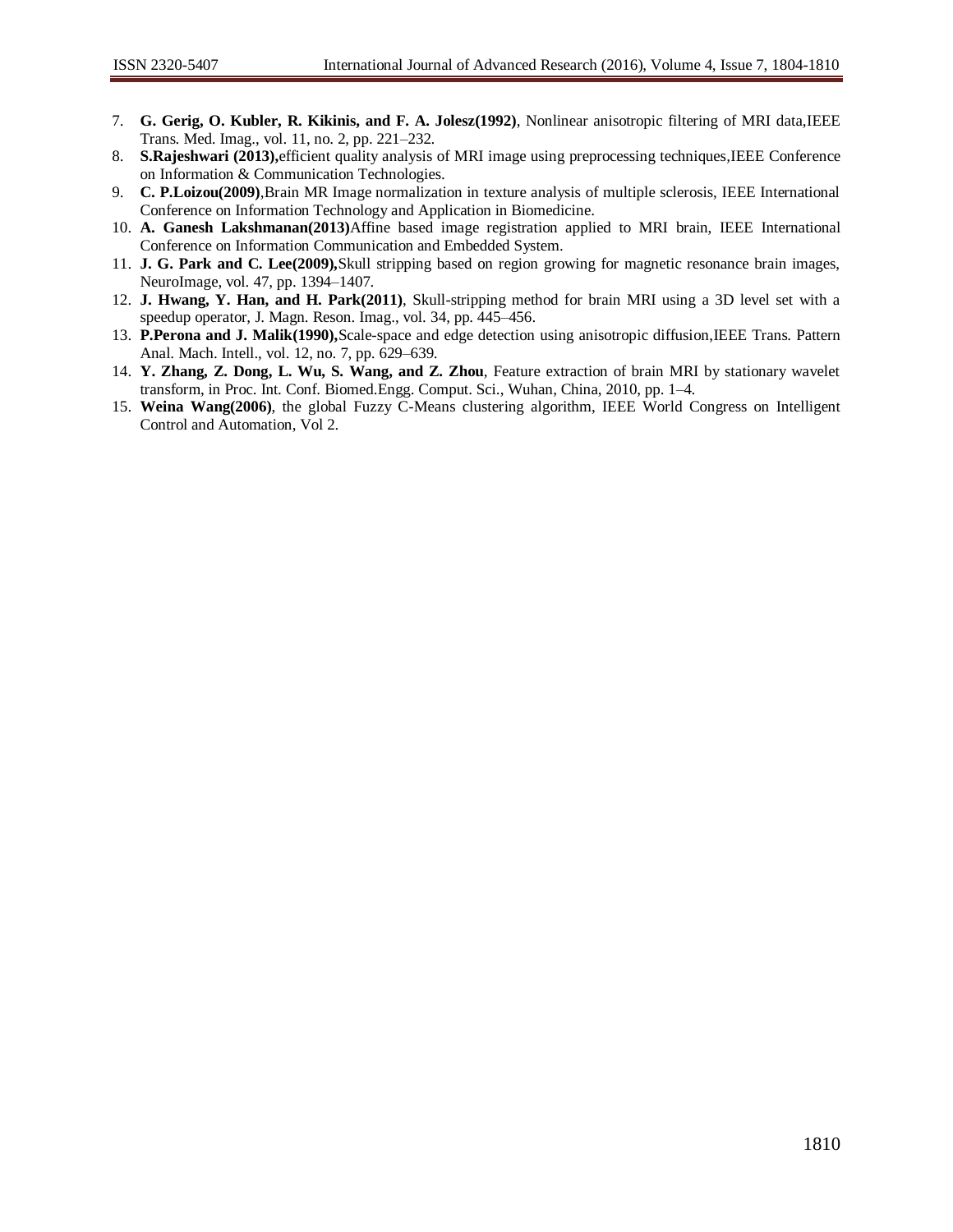7. **G. Gerig, O. Kubler, R. Kikinis, and F. A. Jolesz(1992)**, Nonlinear anisotropic filtering of MRI data,IEEE Trans. Med. Imag., vol. 11, no. 2, pp. 221–232.
8. **S.Rajeshwari (2013),**efficient quality analysis of MRI image using preprocessing techniques,IEEE Conference on Information & Communication Technologies.
9. **C. P.Loizou(2009)**,Brain MR Image normalization in texture analysis of multiple sclerosis, IEEE International Conference on Information Technology and Application in Biomedicine.
10. **A. Ganesh Lakshmanan(2013)**Affine based image registration applied to MRI brain, IEEE International Conference on Information Communication and Embedded System.
11. **J. G. Park and C. Lee(2009),**Skull stripping based on region growing for magnetic resonance brain images, NeuroImage, vol. 47, pp. 1394–1407.
12. **J. Hwang, Y. Han, and H. Park(2011)**, Skull-stripping method for brain MRI using a 3D level set with a speedup operator, J. Magn. Reson. Imag., vol. 34, pp. 445–456.
13. **P.Perona and J. Malik(1990),**Scale-space and edge detection using anisotropic diffusion,IEEE Trans. Pattern Anal. Mach. Intell., vol. 12, no. 7, pp. 629–639.
14. **Y. Zhang, Z. Dong, L. Wu, S. Wang, and Z. Zhou**, Feature extraction of brain MRI by stationary wavelet transform, in Proc. Int. Conf. Biomed.Engg. Comput. Sci., Wuhan, China, 2010, pp. 1–4.
15. **Weina Wang(2006)**, the global Fuzzy C-Means clustering algorithm, IEEE World Congress on Intelligent Control and Automation, Vol 2.